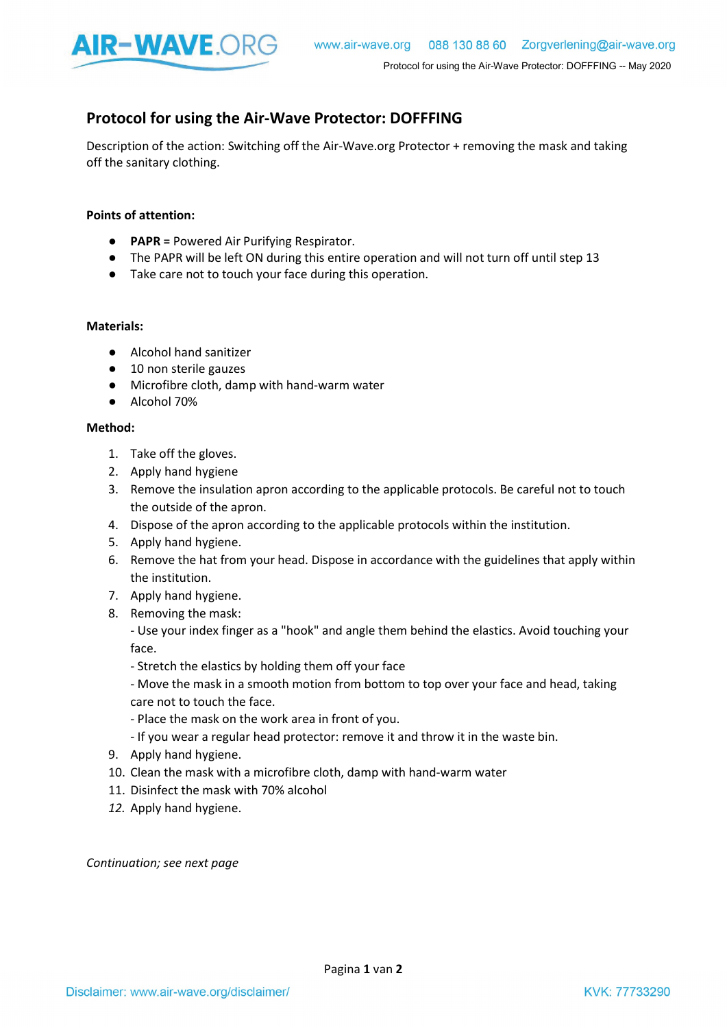## Protocol for using the Air-Wave Protector: DOFFFING

Description of the action: Switching off the Air-Wave.org Protector + removing the mask and taking off the sanitary clothing.

**Points of attention:**

- **PAPR =** Powered Air Purifying Respirator.
- The PAPR will be left ON during this entire operation and will not turn off until step 13
- Take care not to touch your face during this operation.

**Materials:**

- Alcohol hand sanitizer
- 10 non sterile gauzes
- Microfibre cloth, damp with hand-warm water
- Alcohol 70%

**Method:**

1. Take off the gloves.
2. Apply hand hygiene
3. Remove the insulation apron according to the applicable protocols. Be careful not to touch the outside of the apron.
4. Dispose of the apron according to the applicable protocols within the institution.
5. Apply hand hygiene.
6. Remove the hat from your head. Dispose in accordance with the guidelines that apply within the institution.
7. Apply hand hygiene.
8. Removing the mask:
   - Use your index finger as a "hook" and angle them behind the elastics. Avoid touching your face.
   - Stretch the elastics by holding them off your face
   - Move the mask in a smooth motion from bottom to top over your face and head, taking care not to touch the face.
   - Place the mask on the work area in front of you.
   - If you wear a regular head protector: remove it and throw it in the waste bin.
9. Apply hand hygiene.
10. Clean the mask with a microfibre cloth, damp with hand-warm water
11. Disinfect the mask with 70% alcohol
12. *Apply hand hygiene.*

*Continuation; see next page*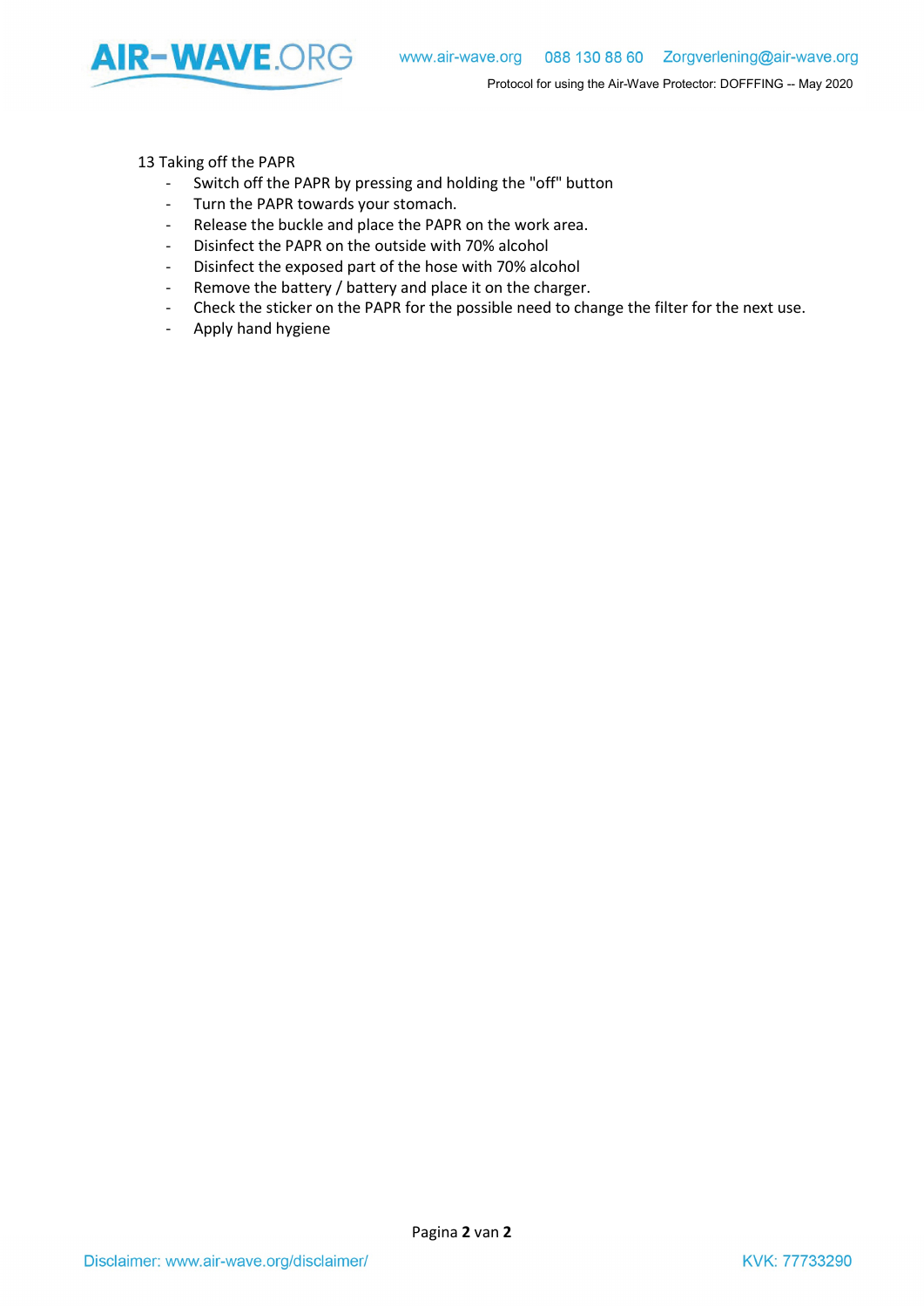13 Taking off the PAPR

- Switch off the PAPR by pressing and holding the "off" button
- Turn the PAPR towards your stomach.
- Release the buckle and place the PAPR on the work area.
- Disinfect the PAPR on the outside with 70% alcohol
- Disinfect the exposed part of the hose with 70% alcohol
- Remove the battery / battery and place it on the charger.
- Check the sticker on the PAPR for the possible need to change the filter for the next use.
- Apply hand hygiene